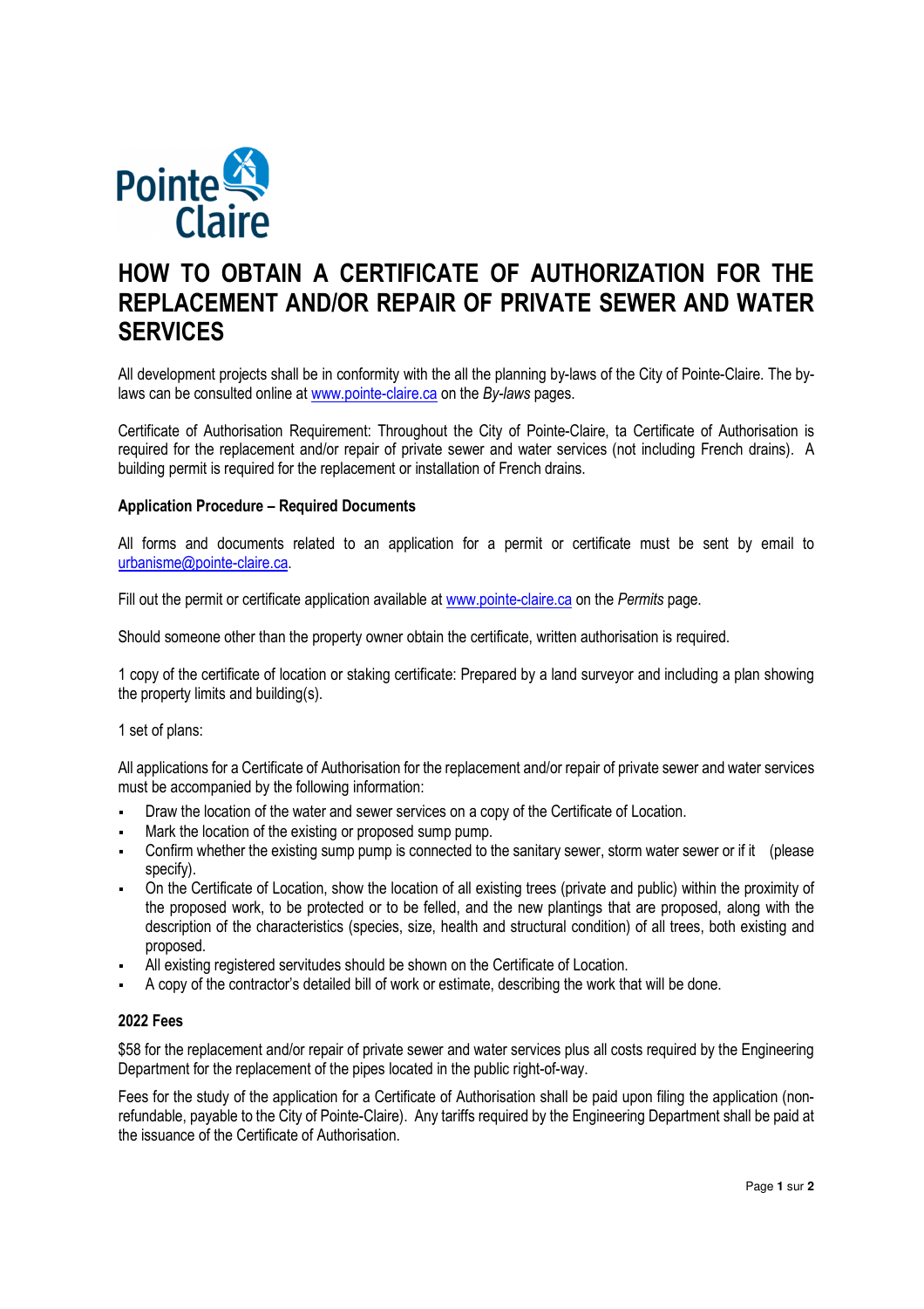# HOW TO OBTAIN A CERTIFICATE OF AUTHORIZATION FOR THE REPLACEMENT AND/OR REPAIR OF PRIVATE SEWER AND WATER SERVICES

All development projects shall be in conformity with the all the planning by-laws of the City of Pointe-Claire. The by-laws can be consulted online at www.pointe-claire.ca on the *By-laws* pages.

Certificate of Authorisation Requirement: Throughout the City of Pointe-Claire, ta Certificate of Authorisation is required for the replacement and/or repair of private sewer and water services (not including French drains). A building permit is required for the replacement or installation of French drains.

**Application Procedure – Required Documents**

All forms and documents related to an application for a permit or certificate must be sent by email to urbanisme@pointe-claire.ca.

Fill out the permit or certificate application available at www.pointe-claire.ca on the *Permits* page.

Should someone other than the property owner obtain the certificate, written authorisation is required.

1 copy of the certificate of location or staking certificate: Prepared by a land surveyor and including a plan showing the property limits and building(s).

1 set of plans:

All applications for a Certificate of Authorisation for the replacement and/or repair of private sewer and water services must be accompanied by the following information:

- Draw the location of the water and sewer services on a copy of the Certificate of Location.
- Mark the location of the existing or proposed sump pump.
- Confirm whether the existing sump pump is connected to the sanitary sewer, storm water sewer or if it (please specify).
- On the Certificate of Location, show the location of all existing trees (private and public) within the proximity of the proposed work, to be protected or to be felled, and the new plantings that are proposed, along with the description of the characteristics (species, size, health and structural condition) of all trees, both existing and proposed.
- All existing registered servitudes should be shown on the Certificate of Location.
- A copy of the contractor's detailed bill of work or estimate, describing the work that will be done.

**2022 Fees**

$58 for the replacement and/or repair of private sewer and water services plus all costs required by the Engineering Department for the replacement of the pipes located in the public right-of-way.

Fees for the study of the application for a Certificate of Authorisation shall be paid upon filing the application (non-refundable, payable to the City of Pointe-Claire). Any tariffs required by the Engineering Department shall be paid at the issuance of the Certificate of Authorisation.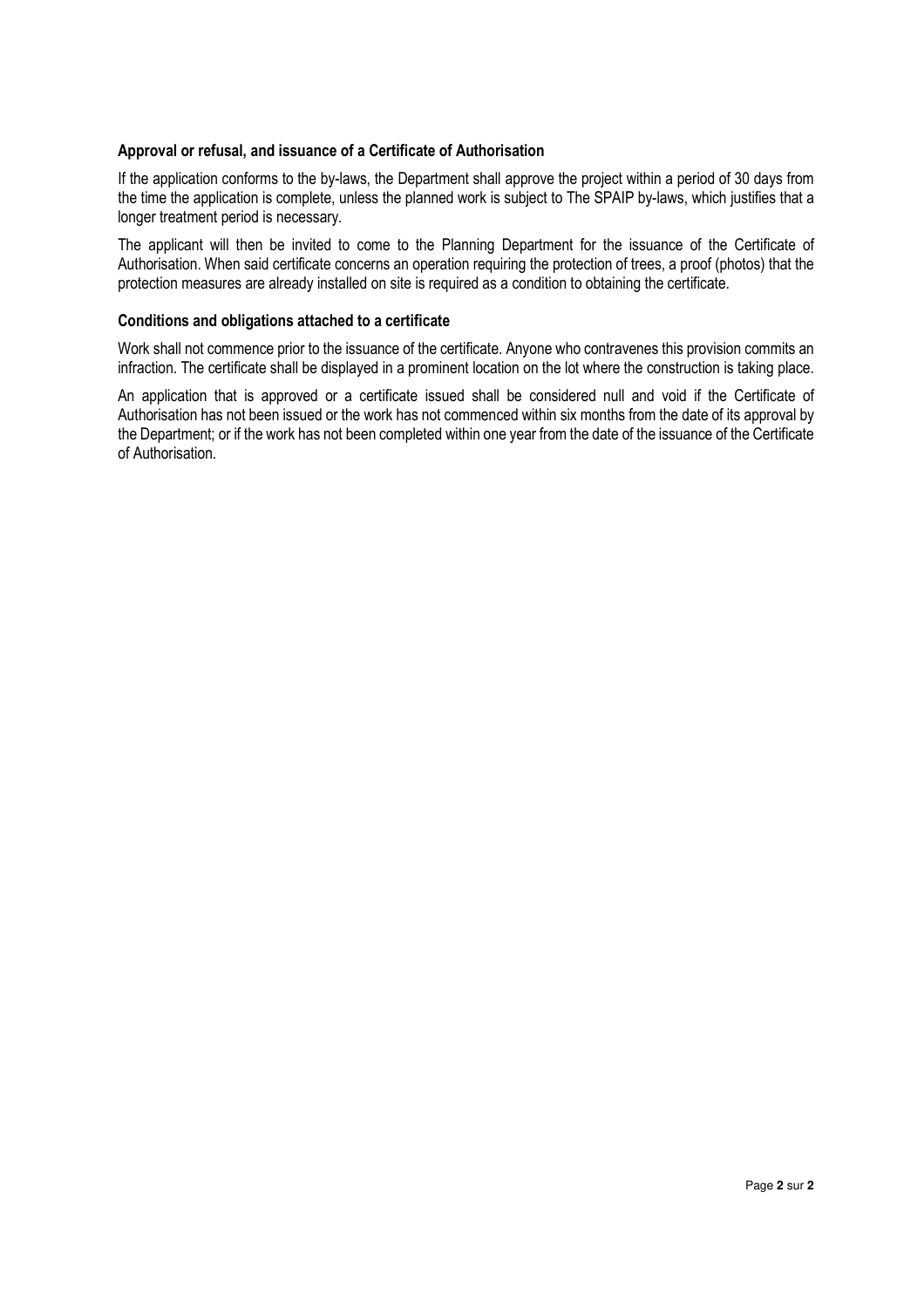### Approval or refusal, and issuance of a Certificate of Authorisation

If the application conforms to the by-laws, the Department shall approve the project within a period of 30 days from the time the application is complete, unless the planned work is subject to The SPAIP by-laws, which justifies that a longer treatment period is necessary.

The applicant will then be invited to come to the Planning Department for the issuance of the Certificate of Authorisation. When said certificate concerns an operation requiring the protection of trees, a proof (photos) that the protection measures are already installed on site is required as a condition to obtaining the certificate.

### Conditions and obligations attached to a certificate

Work shall not commence prior to the issuance of the certificate. Anyone who contravenes this provision commits an infraction. The certificate shall be displayed in a prominent location on the lot where the construction is taking place.

An application that is approved or a certificate issued shall be considered null and void if the Certificate of Authorisation has not been issued or the work has not commenced within six months from the date of its approval by the Department; or if the work has not been completed within one year from the date of the issuance of the Certificate of Authorisation.